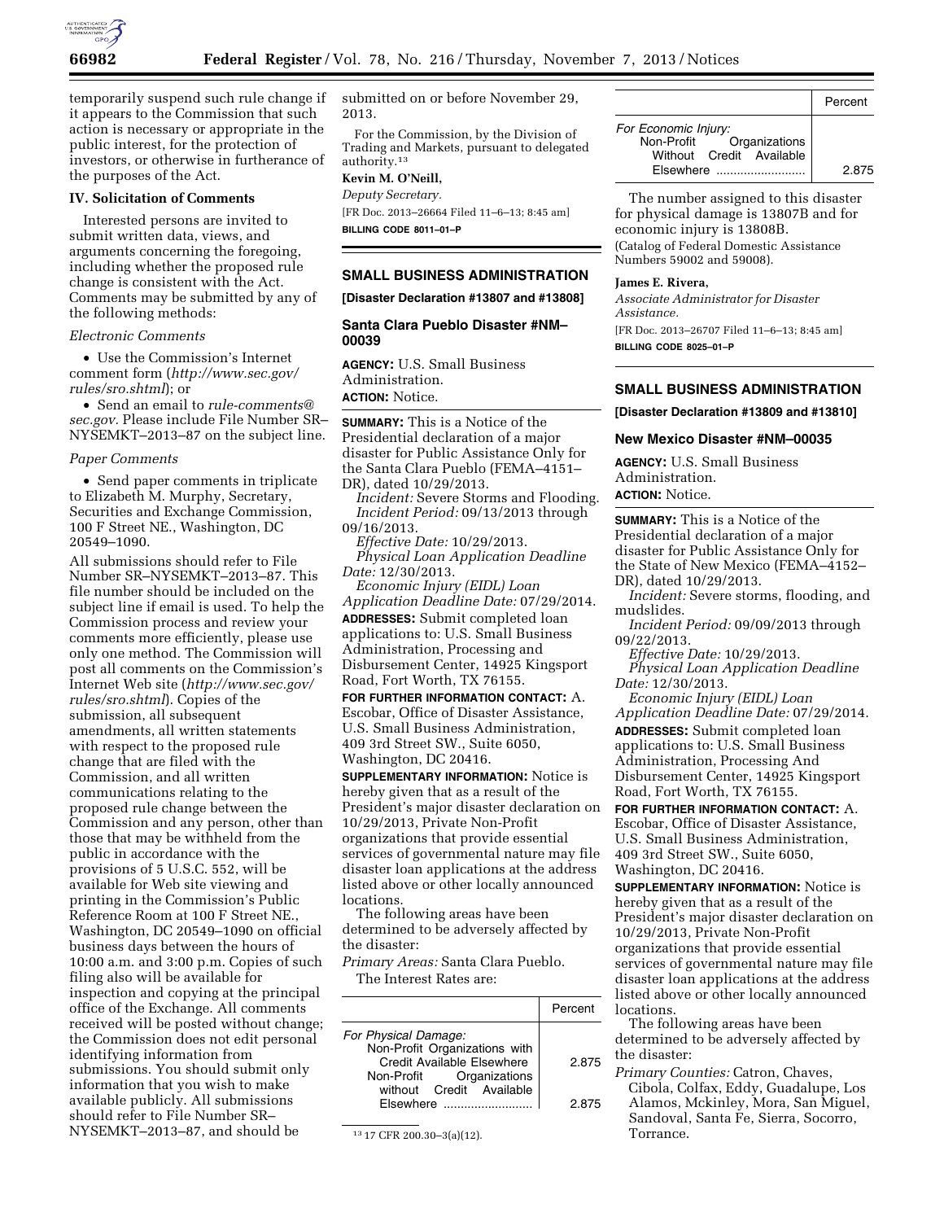temporarily suspend such rule change if it appears to the Commission that such action is necessary or appropriate in the public interest, for the protection of investors, or otherwise in furtherance of the purposes of the Act.

### IV. Solicitation of Comments

Interested persons are invited to submit written data, views, and arguments concerning the foregoing, including whether the proposed rule change is consistent with the Act. Comments may be submitted by any of the following methods:

*Electronic Comments*

- Use the Commission's Internet comment form (*http://www.sec.gov/rules/sro.shtml*); or
- Send an email to *rule-comments@sec.gov.* Please include File Number SR–NYSEMKT–2013–87 on the subject line.

*Paper Comments*

- Send paper comments in triplicate to Elizabeth M. Murphy, Secretary, Securities and Exchange Commission, 100 F Street NE., Washington, DC 20549–1090.

All submissions should refer to File Number SR–NYSEMKT–2013–87. This file number should be included on the subject line if email is used. To help the Commission process and review your comments more efficiently, please use only one method. The Commission will post all comments on the Commission's Internet Web site (*http://www.sec.gov/rules/sro.shtml*). Copies of the submission, all subsequent amendments, all written statements with respect to the proposed rule change that are filed with the Commission, and all written communications relating to the proposed rule change between the Commission and any person, other than those that may be withheld from the public in accordance with the provisions of 5 U.S.C. 552, will be available for Web site viewing and printing in the Commission's Public Reference Room at 100 F Street NE., Washington, DC 20549–1090 on official business days between the hours of 10:00 a.m. and 3:00 p.m. Copies of such filing also will be available for inspection and copying at the principal office of the Exchange. All comments received will be posted without change; the Commission does not edit personal identifying information from submissions. You should submit only information that you wish to make available publicly. All submissions should refer to File Number SR–NYSEMKT–2013–87, and should be submitted on or before November 29, 2013.

For the Commission, by the Division of Trading and Markets, pursuant to delegated authority.[13]

**Kevin M. O'Neill,**

*Deputy Secretary.*

[FR Doc. 2013–26664 Filed 11–6–13; 8:45 am]

**BILLING CODE 8011–01–P**

[13] 17 CFR 200.30–3(a)(12).

## SMALL BUSINESS ADMINISTRATION

**[Disaster Declaration #13807 and #13808]**

### Santa Clara Pueblo Disaster #NM–00039

**AGENCY:** U.S. Small Business Administration.

**ACTION:** Notice.

**SUMMARY:** This is a Notice of the Presidential declaration of a major disaster for Public Assistance Only for the Santa Clara Pueblo (FEMA–4151–DR), dated 10/29/2013.

*Incident:* Severe Storms and Flooding.

*Incident Period:* 09/13/2013 through 09/16/2013.

*Effective Date:* 10/29/2013.

*Physical Loan Application Deadline Date:* 12/30/2013.

*Economic Injury (EIDL) Loan Application Deadline Date:* 07/29/2014.

**ADDRESSES:** Submit completed loan applications to: U.S. Small Business Administration, Processing and Disbursement Center, 14925 Kingsport Road, Fort Worth, TX 76155.

**FOR FURTHER INFORMATION CONTACT:** A. Escobar, Office of Disaster Assistance, U.S. Small Business Administration, 409 3rd Street SW., Suite 6050, Washington, DC 20416.

**SUPPLEMENTARY INFORMATION:** Notice is hereby given that as a result of the President's major disaster declaration on 10/29/2013, Private Non-Profit organizations that provide essential services of governmental nature may file disaster loan applications at the address listed above or other locally announced locations.

The following areas have been determined to be adversely affected by the disaster:

*Primary Areas:* Santa Clara Pueblo.

The Interest Rates are:

| | Percent |
|---|---|
| *For Physical Damage:* | |
| Non-Profit Organizations with Credit Available Elsewhere | 2.875 |
| Non-Profit Organizations without Credit Available Elsewhere | 2.875 |
| *For Economic Injury:* | |
| Non-Profit Organizations Without Credit Available Elsewhere | 2.875 |

The number assigned to this disaster for physical damage is 13807B and for economic injury is 13808B.

(Catalog of Federal Domestic Assistance Numbers 59002 and 59008).

**James E. Rivera,**

*Associate Administrator for Disaster Assistance.*

[FR Doc. 2013–26707 Filed 11–6–13; 8:45 am]

**BILLING CODE 8025–01–P**

## SMALL BUSINESS ADMINISTRATION

**[Disaster Declaration #13809 and #13810]**

### New Mexico Disaster #NM–00035

**AGENCY:** U.S. Small Business Administration.

**ACTION:** Notice.

**SUMMARY:** This is a Notice of the Presidential declaration of a major disaster for Public Assistance Only for the State of New Mexico (FEMA–4152–DR), dated 10/29/2013.

*Incident:* Severe storms, flooding, and mudslides.

*Incident Period:* 09/09/2013 through 09/22/2013.

*Effective Date:* 10/29/2013.

*Physical Loan Application Deadline Date:* 12/30/2013.

*Economic Injury (EIDL) Loan Application Deadline Date:* 07/29/2014.

**ADDRESSES:** Submit completed loan applications to: U.S. Small Business Administration, Processing And Disbursement Center, 14925 Kingsport Road, Fort Worth, TX 76155.

**FOR FURTHER INFORMATION CONTACT:** A. Escobar, Office of Disaster Assistance, U.S. Small Business Administration, 409 3rd Street SW., Suite 6050, Washington, DC 20416.

**SUPPLEMENTARY INFORMATION:** Notice is hereby given that as a result of the President's major disaster declaration on 10/29/2013, Private Non-Profit organizations that provide essential services of governmental nature may file disaster loan applications at the address listed above or other locally announced locations.

The following areas have been determined to be adversely affected by the disaster:

*Primary Counties:* Catron, Chaves, Cibola, Colfax, Eddy, Guadalupe, Los Alamos, Mckinley, Mora, San Miguel, Sandoval, Santa Fe, Sierra, Socorro, Torrance.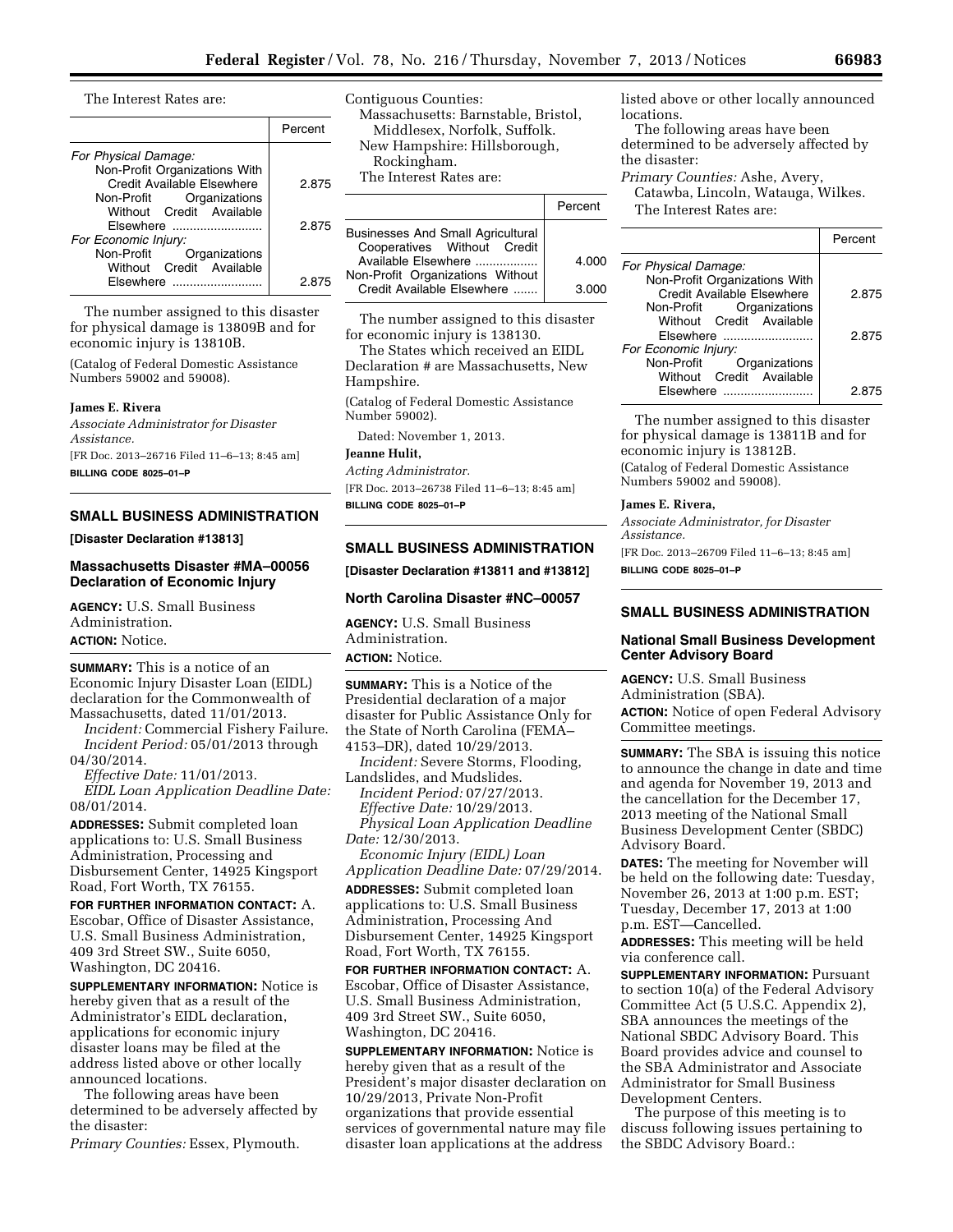The Interest Rates are:

| | Percent |
|---|---|
| *For Physical Damage:* | |
| Non-Profit Organizations With Credit Available Elsewhere | 2.875 |
| Non-Profit Organizations Without Credit Available Elsewhere | 2.875 |
| *For Economic Injury:* | |
| Non-Profit Organizations Without Credit Available Elsewhere | 2.875 |

The number assigned to this disaster for physical damage is 13809B and for economic injury is 13810B.

(Catalog of Federal Domestic Assistance Numbers 59002 and 59008).

**James E. Rivera**

*Associate Administrator for Disaster Assistance.*

[FR Doc. 2013–26716 Filed 11–6–13; 8:45 am]

**BILLING CODE 8025–01–P**

## SMALL BUSINESS ADMINISTRATION

**[Disaster Declaration #13813]**

### Massachusetts Disaster #MA–00056 Declaration of Economic Injury

**AGENCY:** U.S. Small Business Administration.

**ACTION:** Notice.

**SUMMARY:** This is a notice of an Economic Injury Disaster Loan (EIDL) declaration for the Commonwealth of Massachusetts, dated 11/01/2013.

*Incident:* Commercial Fishery Failure.

*Incident Period:* 05/01/2013 through 04/30/2014.

*Effective Date:* 11/01/2013.

*EIDL Loan Application Deadline Date:* 08/01/2014.

**ADDRESSES:** Submit completed loan applications to: U.S. Small Business Administration, Processing and Disbursement Center, 14925 Kingsport Road, Fort Worth, TX 76155.

**FOR FURTHER INFORMATION CONTACT:** A. Escobar, Office of Disaster Assistance, U.S. Small Business Administration, 409 3rd Street SW., Suite 6050, Washington, DC 20416.

**SUPPLEMENTARY INFORMATION:** Notice is hereby given that as a result of the Administrator's EIDL declaration, applications for economic injury disaster loans may be filed at the address listed above or other locally announced locations.

The following areas have been determined to be adversely affected by the disaster:

*Primary Counties:* Essex, Plymouth.

Contiguous Counties:

Massachusetts: Barnstable, Bristol, Middlesex, Norfolk, Suffolk.

New Hampshire: Hillsborough, Rockingham.

The Interest Rates are:

| | Percent |
|---|---|
| Businesses And Small Agricultural Cooperatives Without Credit Available Elsewhere | 4.000 |
| Non-Profit Organizations Without Credit Available Elsewhere | 3.000 |

The number assigned to this disaster for economic injury is 138130.

The States which received an EIDL Declaration # are Massachusetts, New Hampshire.

(Catalog of Federal Domestic Assistance Number 59002).

Dated: November 1, 2013.

**Jeanne Hulit,**

*Acting Administrator.*

[FR Doc. 2013–26738 Filed 11–6–13; 8:45 am]

**BILLING CODE 8025–01–P**

## SMALL BUSINESS ADMINISTRATION

**[Disaster Declaration #13811 and #13812]**

### North Carolina Disaster #NC–00057

**AGENCY:** U.S. Small Business Administration.

**ACTION:** Notice.

**SUMMARY:** This is a Notice of the Presidential declaration of a major disaster for Public Assistance Only for the State of North Carolina (FEMA–4153–DR), dated 10/29/2013.

*Incident:* Severe Storms, Flooding, Landslides, and Mudslides.

*Incident Period:* 07/27/2013.

*Effective Date:* 10/29/2013.

*Physical Loan Application Deadline Date:* 12/30/2013.

*Economic Injury (EIDL) Loan Application Deadline Date:* 07/29/2014.

**ADDRESSES:** Submit completed loan applications to: U.S. Small Business Administration, Processing And Disbursement Center, 14925 Kingsport Road, Fort Worth, TX 76155.

**FOR FURTHER INFORMATION CONTACT:** A. Escobar, Office of Disaster Assistance, U.S. Small Business Administration, 409 3rd Street SW., Suite 6050, Washington, DC 20416.

**SUPPLEMENTARY INFORMATION:** Notice is hereby given that as a result of the President's major disaster declaration on 10/29/2013, Private Non-Profit organizations that provide essential services of governmental nature may file disaster loan applications at the address listed above or other locally announced locations.

The following areas have been determined to be adversely affected by the disaster:

*Primary Counties:* Ashe, Avery, Catawba, Lincoln, Watauga, Wilkes.

The Interest Rates are:

| | Percent |
|---|---|
| *For Physical Damage:* | |
| Non-Profit Organizations With Credit Available Elsewhere | 2.875 |
| Non-Profit Organizations Without Credit Available Elsewhere | 2.875 |
| *For Economic Injury:* | |
| Non-Profit Organizations Without Credit Available Elsewhere | 2.875 |

The number assigned to this disaster for physical damage is 13811B and for economic injury is 13812B.

(Catalog of Federal Domestic Assistance Numbers 59002 and 59008).

**James E. Rivera,**

*Associate Administrator, for Disaster Assistance.*

[FR Doc. 2013–26709 Filed 11–6–13; 8:45 am]

**BILLING CODE 8025–01–P**

## SMALL BUSINESS ADMINISTRATION

### National Small Business Development Center Advisory Board

**AGENCY:** U.S. Small Business Administration (SBA).

**ACTION:** Notice of open Federal Advisory Committee meetings.

**SUMMARY:** The SBA is issuing this notice to announce the change in date and time and agenda for November 19, 2013 and the cancellation for the December 17, 2013 meeting of the National Small Business Development Center (SBDC) Advisory Board.

**DATES:** The meeting for November will be held on the following date: Tuesday, November 26, 2013 at 1:00 p.m. EST; Tuesday, December 17, 2013 at 1:00 p.m. EST—Cancelled.

**ADDRESSES:** This meeting will be held via conference call.

**SUPPLEMENTARY INFORMATION:** Pursuant to section 10(a) of the Federal Advisory Committee Act (5 U.S.C. Appendix 2), SBA announces the meetings of the National SBDC Advisory Board. This Board provides advice and counsel to the SBA Administrator and Associate Administrator for Small Business Development Centers.

The purpose of this meeting is to discuss following issues pertaining to the SBDC Advisory Board.: